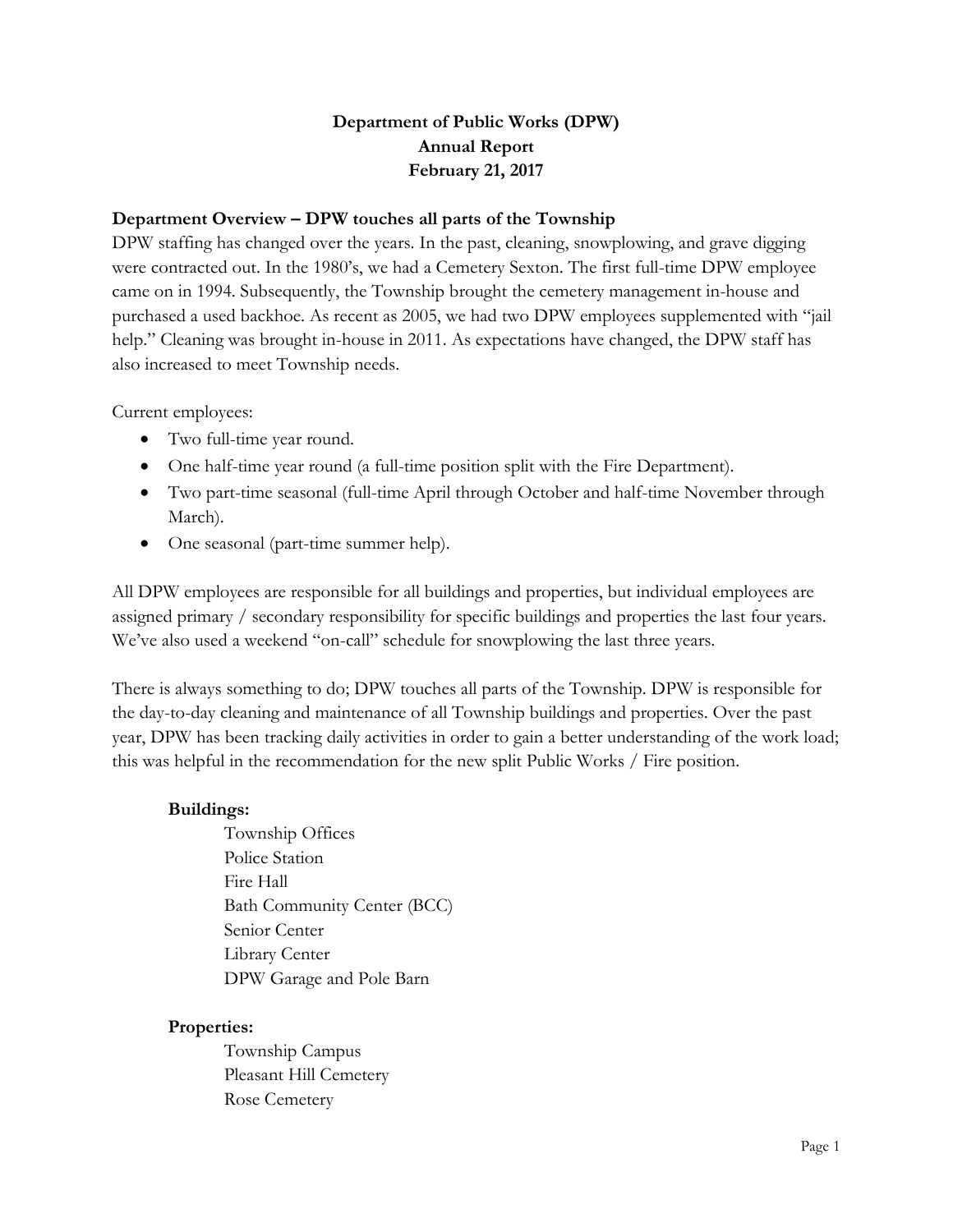# Department of Public Works (DPW)
# Annual Report
# February 21, 2017

## Department Overview – DPW touches all parts of the Township

DPW staffing has changed over the years. In the past, cleaning, snowplowing, and grave digging were contracted out. In the 1980's, we had a Cemetery Sexton. The first full-time DPW employee came on in 1994. Subsequently, the Township brought the cemetery management in-house and purchased a used backhoe. As recent as 2005, we had two DPW employees supplemented with "jail help." Cleaning was brought in-house in 2011. As expectations have changed, the DPW staff has also increased to meet Township needs.

Current employees:

- Two full-time year round.
- One half-time year round (a full-time position split with the Fire Department).
- Two part-time seasonal (full-time April through October and half-time November through March).
- One seasonal (part-time summer help).

All DPW employees are responsible for all buildings and properties, but individual employees are assigned primary / secondary responsibility for specific buildings and properties the last four years. We've also used a weekend "on-call" schedule for snowplowing the last three years.

There is always something to do; DPW touches all parts of the Township. DPW is responsible for the day-to-day cleaning and maintenance of all Township buildings and properties. Over the past year, DPW has been tracking daily activities in order to gain a better understanding of the work load; this was helpful in the recommendation for the new split Public Works / Fire position.

**Buildings:**

Township Offices
Police Station
Fire Hall
Bath Community Center (BCC)
Senior Center
Library Center
DPW Garage and Pole Barn

**Properties:**

Township Campus
Pleasant Hill Cemetery
Rose Cemetery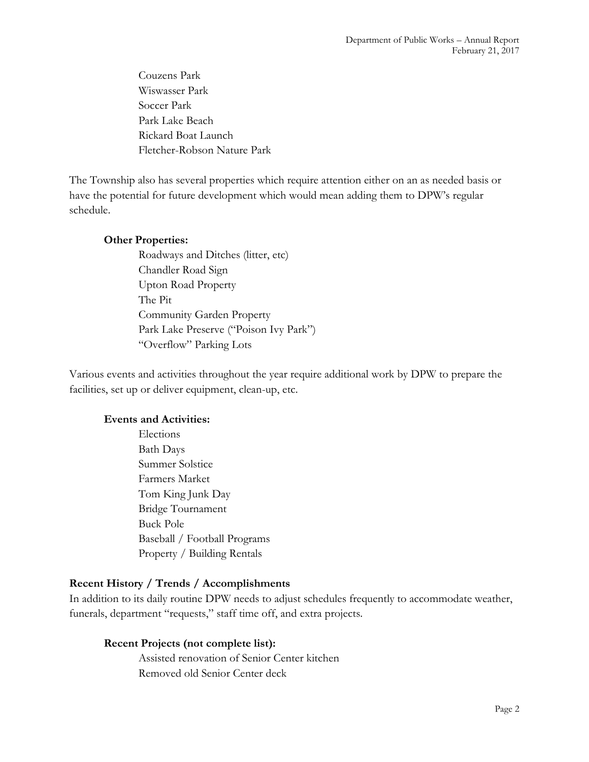Couzens Park
Wiswasser Park
Soccer Park
Park Lake Beach
Rickard Boat Launch
Fletcher-Robson Nature Park

The Township also has several properties which require attention either on an as needed basis or have the potential for future development which would mean adding them to DPW's regular schedule.

**Other Properties:**

Roadways and Ditches (litter, etc)
Chandler Road Sign
Upton Road Property
The Pit
Community Garden Property
Park Lake Preserve ("Poison Ivy Park")
"Overflow" Parking Lots

Various events and activities throughout the year require additional work by DPW to prepare the facilities, set up or deliver equipment, clean-up, etc.

**Events and Activities:**

Elections
Bath Days
Summer Solstice
Farmers Market
Tom King Junk Day
Bridge Tournament
Buck Pole
Baseball / Football Programs
Property / Building Rentals

### Recent History / Trends / Accomplishments

In addition to its daily routine DPW needs to adjust schedules frequently to accommodate weather, funerals, department "requests," staff time off, and extra projects.

**Recent Projects (not complete list):**

Assisted renovation of Senior Center kitchen
Removed old Senior Center deck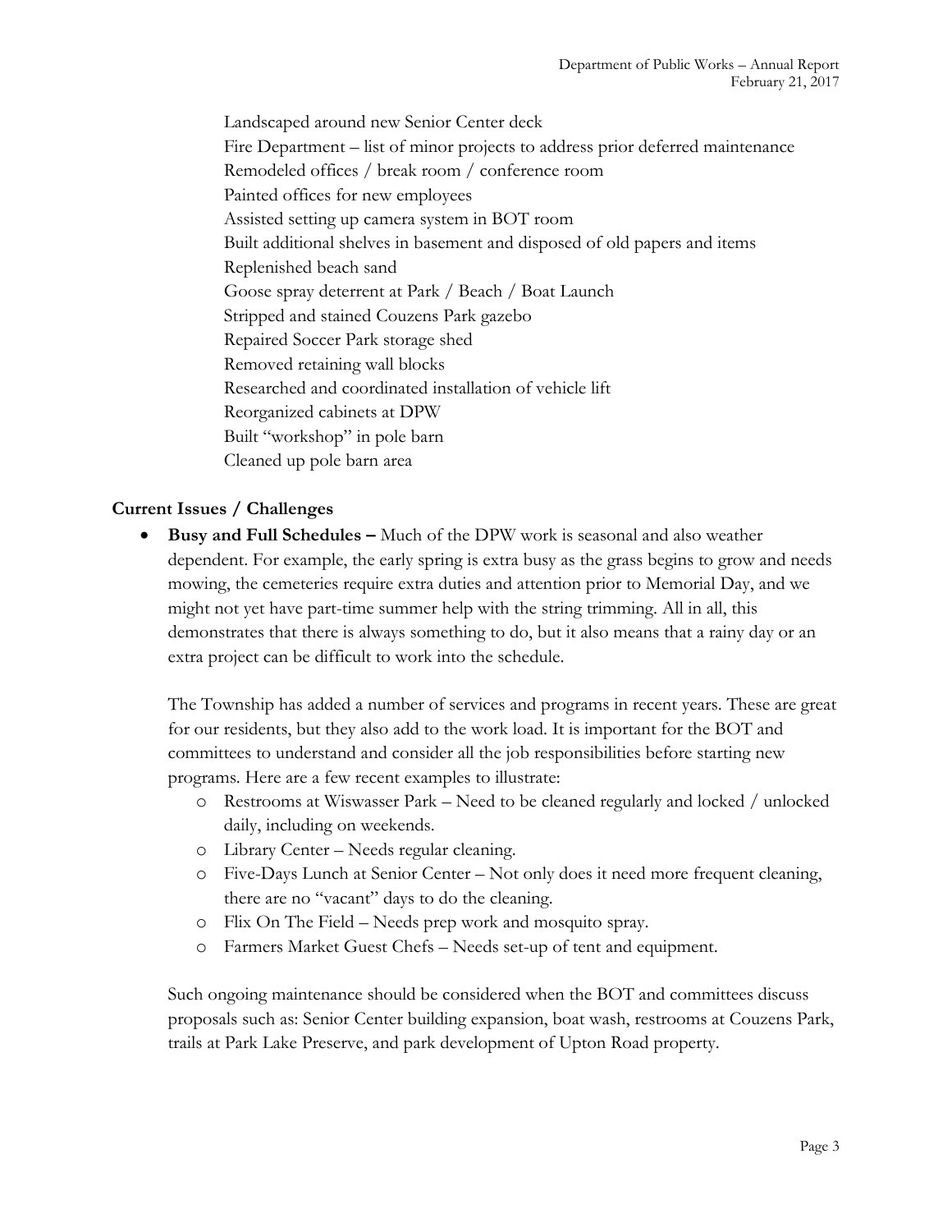Landscaped around new Senior Center deck
Fire Department – list of minor projects to address prior deferred maintenance
Remodeled offices / break room / conference room
Painted offices for new employees
Assisted setting up camera system in BOT room
Built additional shelves in basement and disposed of old papers and items
Replenished beach sand
Goose spray deterrent at Park / Beach / Boat Launch
Stripped and stained Couzens Park gazebo
Repaired Soccer Park storage shed
Removed retaining wall blocks
Researched and coordinated installation of vehicle lift
Reorganized cabinets at DPW
Built "workshop" in pole barn
Cleaned up pole barn area

**Current Issues / Challenges**

- **Busy and Full Schedules –** Much of the DPW work is seasonal and also weather dependent. For example, the early spring is extra busy as the grass begins to grow and needs mowing, the cemeteries require extra duties and attention prior to Memorial Day, and we might not yet have part-time summer help with the string trimming. All in all, this demonstrates that there is always something to do, but it also means that a rainy day or an extra project can be difficult to work into the schedule.

  The Township has added a number of services and programs in recent years. These are great for our residents, but they also add to the work load. It is important for the BOT and committees to understand and consider all the job responsibilities before starting new programs. Here are a few recent examples to illustrate:
  - Restrooms at Wiswasser Park – Need to be cleaned regularly and locked / unlocked daily, including on weekends.
  - Library Center – Needs regular cleaning.
  - Five-Days Lunch at Senior Center – Not only does it need more frequent cleaning, there are no "vacant" days to do the cleaning.
  - Flix On The Field – Needs prep work and mosquito spray.
  - Farmers Market Guest Chefs – Needs set-up of tent and equipment.

  Such ongoing maintenance should be considered when the BOT and committees discuss proposals such as: Senior Center building expansion, boat wash, restrooms at Couzens Park, trails at Park Lake Preserve, and park development of Upton Road property.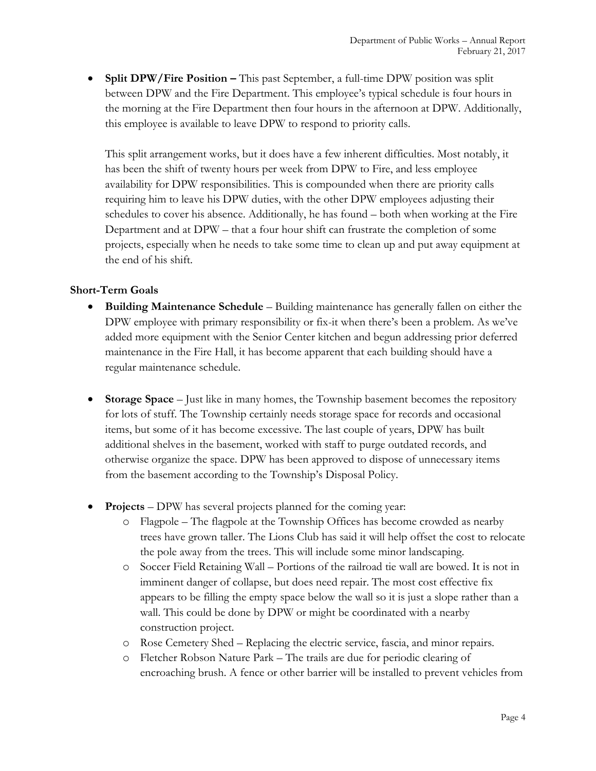- **Split DPW/Fire Position –** This past September, a full-time DPW position was split between DPW and the Fire Department. This employee's typical schedule is four hours in the morning at the Fire Department then four hours in the afternoon at DPW. Additionally, this employee is available to leave DPW to respond to priority calls.

  This split arrangement works, but it does have a few inherent difficulties. Most notably, it has been the shift of twenty hours per week from DPW to Fire, and less employee availability for DPW responsibilities. This is compounded when there are priority calls requiring him to leave his DPW duties, with the other DPW employees adjusting their schedules to cover his absence. Additionally, he has found – both when working at the Fire Department and at DPW – that a four hour shift can frustrate the completion of some projects, especially when he needs to take some time to clean up and put away equipment at the end of his shift.

### Short-Term Goals

- **Building Maintenance Schedule** – Building maintenance has generally fallen on either the DPW employee with primary responsibility or fix-it when there's been a problem. As we've added more equipment with the Senior Center kitchen and begun addressing prior deferred maintenance in the Fire Hall, it has become apparent that each building should have a regular maintenance schedule.

- **Storage Space** – Just like in many homes, the Township basement becomes the repository for lots of stuff. The Township certainly needs storage space for records and occasional items, but some of it has become excessive. The last couple of years, DPW has built additional shelves in the basement, worked with staff to purge outdated records, and otherwise organize the space. DPW has been approved to dispose of unnecessary items from the basement according to the Township's Disposal Policy.

- **Projects** – DPW has several projects planned for the coming year:
  - Flagpole – The flagpole at the Township Offices has become crowded as nearby trees have grown taller. The Lions Club has said it will help offset the cost to relocate the pole away from the trees. This will include some minor landscaping.
  - Soccer Field Retaining Wall – Portions of the railroad tie wall are bowed. It is not in imminent danger of collapse, but does need repair. The most cost effective fix appears to be filling the empty space below the wall so it is just a slope rather than a wall. This could be done by DPW or might be coordinated with a nearby construction project.
  - Rose Cemetery Shed – Replacing the electric service, fascia, and minor repairs.
  - Fletcher Robson Nature Park – The trails are due for periodic clearing of encroaching brush. A fence or other barrier will be installed to prevent vehicles from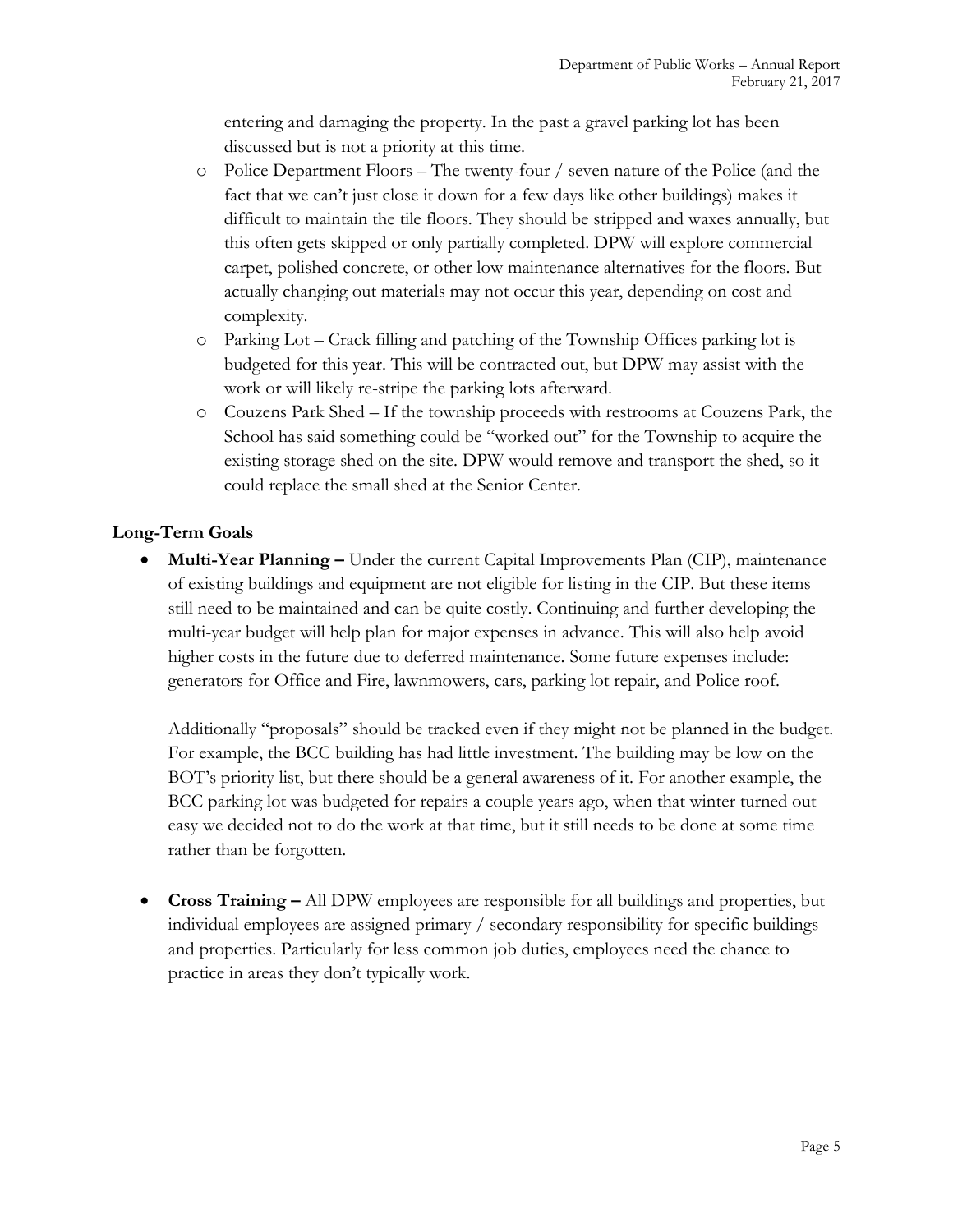entering and damaging the property. In the past a gravel parking lot has been discussed but is not a priority at this time.

- Police Department Floors – The twenty-four / seven nature of the Police (and the fact that we can't just close it down for a few days like other buildings) makes it difficult to maintain the tile floors. They should be stripped and waxes annually, but this often gets skipped or only partially completed. DPW will explore commercial carpet, polished concrete, or other low maintenance alternatives for the floors. But actually changing out materials may not occur this year, depending on cost and complexity.
- Parking Lot – Crack filling and patching of the Township Offices parking lot is budgeted for this year. This will be contracted out, but DPW may assist with the work or will likely re-stripe the parking lots afterward.
- Couzens Park Shed – If the township proceeds with restrooms at Couzens Park, the School has said something could be "worked out" for the Township to acquire the existing storage shed on the site. DPW would remove and transport the shed, so it could replace the small shed at the Senior Center.

### Long-Term Goals

- **Multi-Year Planning –** Under the current Capital Improvements Plan (CIP), maintenance of existing buildings and equipment are not eligible for listing in the CIP. But these items still need to be maintained and can be quite costly. Continuing and further developing the multi-year budget will help plan for major expenses in advance. This will also help avoid higher costs in the future due to deferred maintenance. Some future expenses include: generators for Office and Fire, lawnmowers, cars, parking lot repair, and Police roof.

  Additionally "proposals" should be tracked even if they might not be planned in the budget. For example, the BCC building has had little investment. The building may be low on the BOT's priority list, but there should be a general awareness of it. For another example, the BCC parking lot was budgeted for repairs a couple years ago, when that winter turned out easy we decided not to do the work at that time, but it still needs to be done at some time rather than be forgotten.

- **Cross Training –** All DPW employees are responsible for all buildings and properties, but individual employees are assigned primary / secondary responsibility for specific buildings and properties. Particularly for less common job duties, employees need the chance to practice in areas they don't typically work.